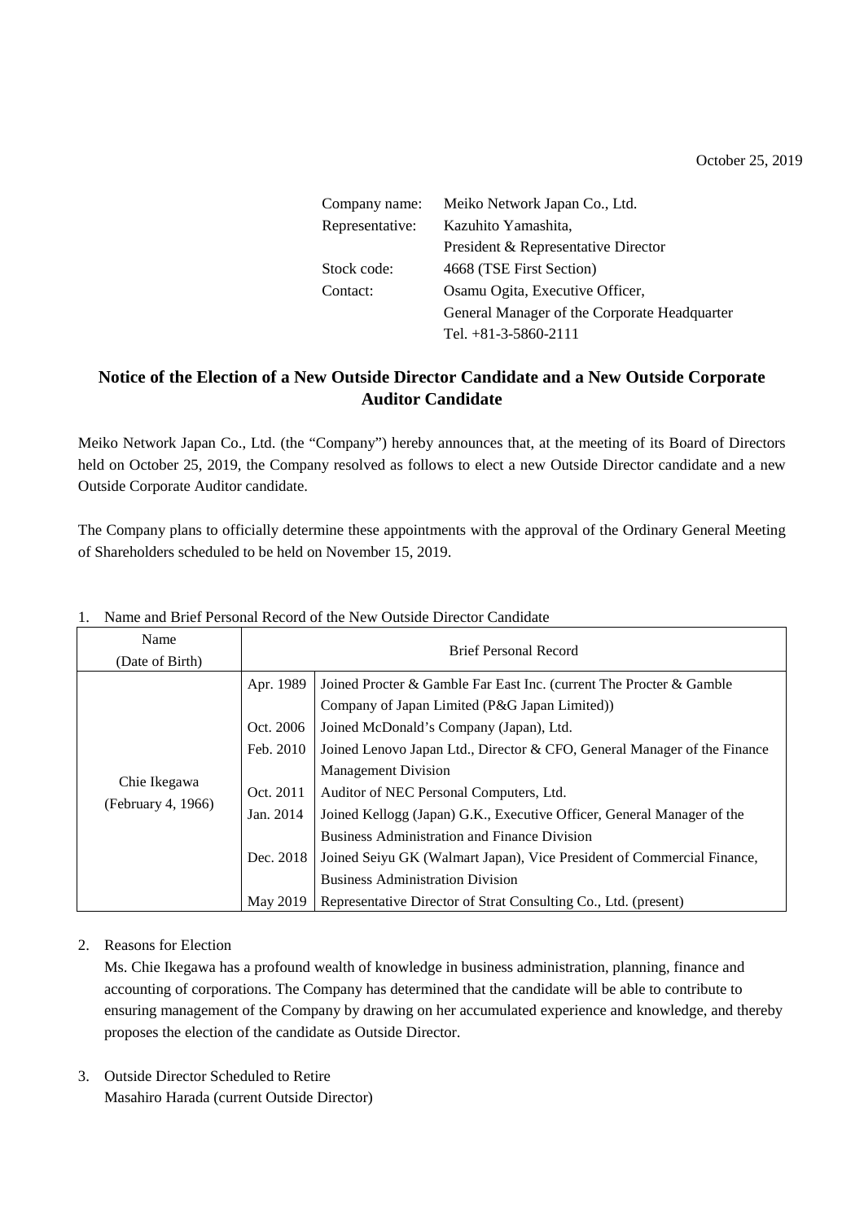October 25, 2019

Company name: Meiko Network Japan Co., Ltd.
Representative: Kazuhito Yamashita,
President & Representative Director
Stock code: 4668 (TSE First Section)
Contact: Osamu Ogita, Executive Officer,
General Manager of the Corporate Headquarter
Tel. +81-3-5860-2111

## Notice of the Election of a New Outside Director Candidate and a New Outside Corporate Auditor Candidate

Meiko Network Japan Co., Ltd. (the "Company") hereby announces that, at the meeting of its Board of Directors held on October 25, 2019, the Company resolved as follows to elect a new Outside Director candidate and a new Outside Corporate Auditor candidate.

The Company plans to officially determine these appointments with the approval of the Ordinary General Meeting of Shareholders scheduled to be held on November 15, 2019.

1. Name and Brief Personal Record of the New Outside Director Candidate

| Name (Date of Birth) | Brief Personal Record | |
|---|---|---|
| Chie Ikegawa (February 4, 1966) | Apr. 1989 | Joined Procter & Gamble Far East Inc. (current The Procter & Gamble Company of Japan Limited (P&G Japan Limited)) |
| | Oct. 2006 | Joined McDonald's Company (Japan), Ltd. |
| | Feb. 2010 | Joined Lenovo Japan Ltd., Director & CFO, General Manager of the Finance Management Division |
| | Oct. 2011 | Auditor of NEC Personal Computers, Ltd. |
| | Jan. 2014 | Joined Kellogg (Japan) G.K., Executive Officer, General Manager of the Business Administration and Finance Division |
| | Dec. 2018 | Joined Seiyu GK (Walmart Japan), Vice President of Commercial Finance, Business Administration Division |
| | May 2019 | Representative Director of Strat Consulting Co., Ltd. (present) |

2. Reasons for Election
   Ms. Chie Ikegawa has a profound wealth of knowledge in business administration, planning, finance and accounting of corporations. The Company has determined that the candidate will be able to contribute to ensuring management of the Company by drawing on her accumulated experience and knowledge, and thereby proposes the election of the candidate as Outside Director.

3. Outside Director Scheduled to Retire
   Masahiro Harada (current Outside Director)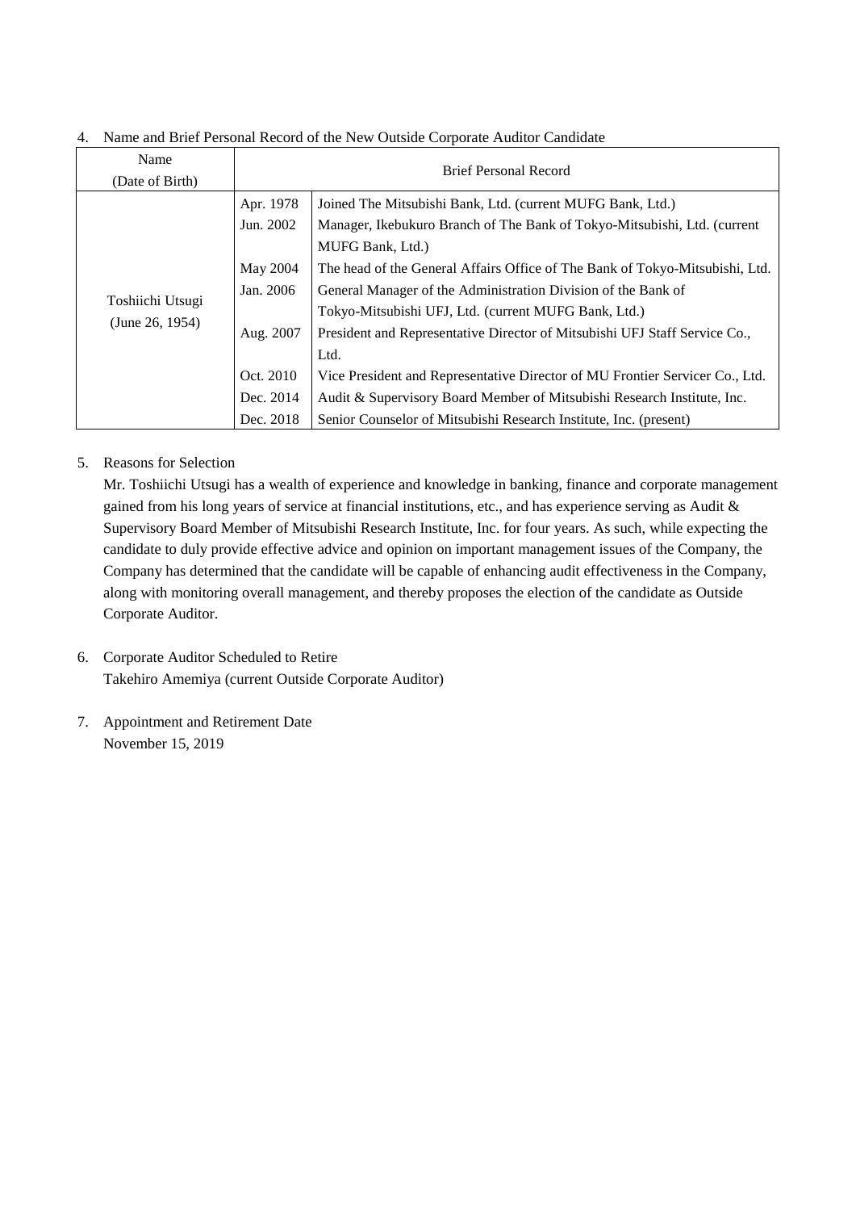4. Name and Brief Personal Record of the New Outside Corporate Auditor Candidate

| Name (Date of Birth) | Brief Personal Record | |
|---|---|---|
| Toshiichi Utsugi (June 26, 1954) | Apr. 1978 | Joined The Mitsubishi Bank, Ltd. (current MUFG Bank, Ltd.) |
| | Jun. 2002 | Manager, Ikebukuro Branch of The Bank of Tokyo-Mitsubishi, Ltd. (current MUFG Bank, Ltd.) |
| | May 2004 | The head of the General Affairs Office of The Bank of Tokyo-Mitsubishi, Ltd. |
| | Jan. 2006 | General Manager of the Administration Division of the Bank of Tokyo-Mitsubishi UFJ, Ltd. (current MUFG Bank, Ltd.) |
| | Aug. 2007 | President and Representative Director of Mitsubishi UFJ Staff Service Co., Ltd. |
| | Oct. 2010 | Vice President and Representative Director of MU Frontier Servicer Co., Ltd. |
| | Dec. 2014 | Audit & Supervisory Board Member of Mitsubishi Research Institute, Inc. |
| | Dec. 2018 | Senior Counselor of Mitsubishi Research Institute, Inc. (present) |

5. Reasons for Selection

Mr. Toshiichi Utsugi has a wealth of experience and knowledge in banking, finance and corporate management gained from his long years of service at financial institutions, etc., and has experience serving as Audit & Supervisory Board Member of Mitsubishi Research Institute, Inc. for four years. As such, while expecting the candidate to duly provide effective advice and opinion on important management issues of the Company, the Company has determined that the candidate will be capable of enhancing audit effectiveness in the Company, along with monitoring overall management, and thereby proposes the election of the candidate as Outside Corporate Auditor.

6. Corporate Auditor Scheduled to Retire

Takehiro Amemiya (current Outside Corporate Auditor)

7. Appointment and Retirement Date

November 15, 2019